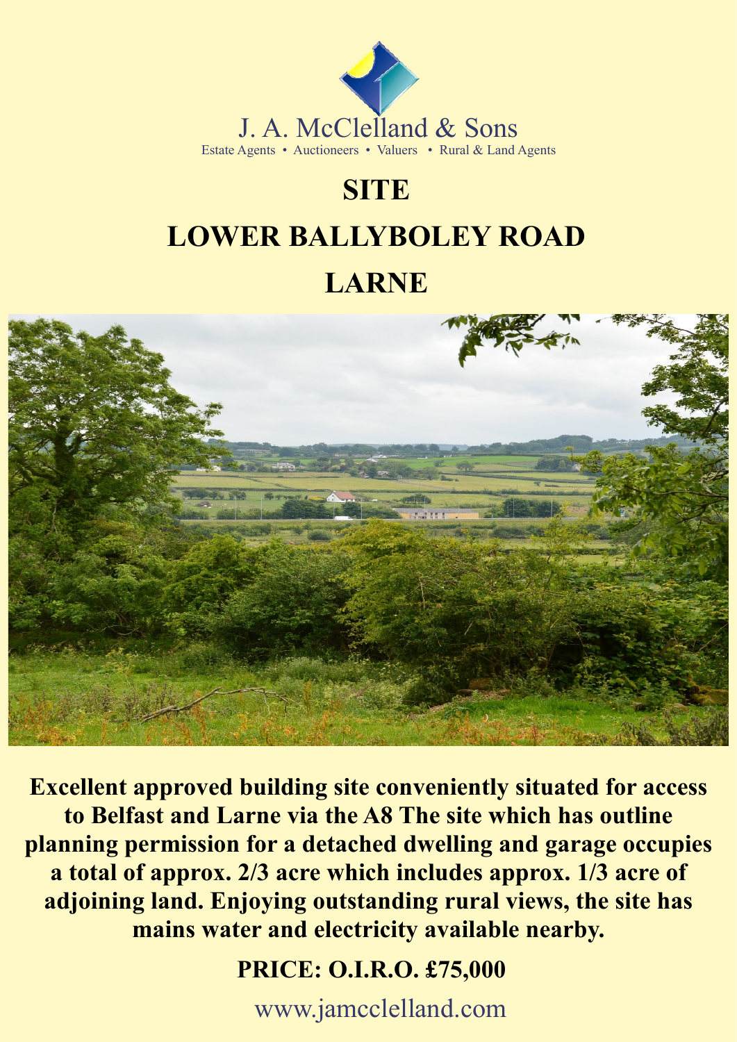J. A. McClelland & Sons

Estate Agents • Auctioneers • Valuers • Rural & Land Agents

# SITE
# LOWER BALLYBOLEY ROAD
# LARNE

**Excellent approved building site conveniently situated for access to Belfast and Larne via the A8 The site which has outline planning permission for a detached dwelling and garage occupies a total of approx. 2/3 acre which includes approx. 1/3 acre of adjoining land. Enjoying outstanding rural views, the site has mains water and electricity available nearby.**

**PRICE: O.I.R.O. £75,000**

www.jamcclelland.com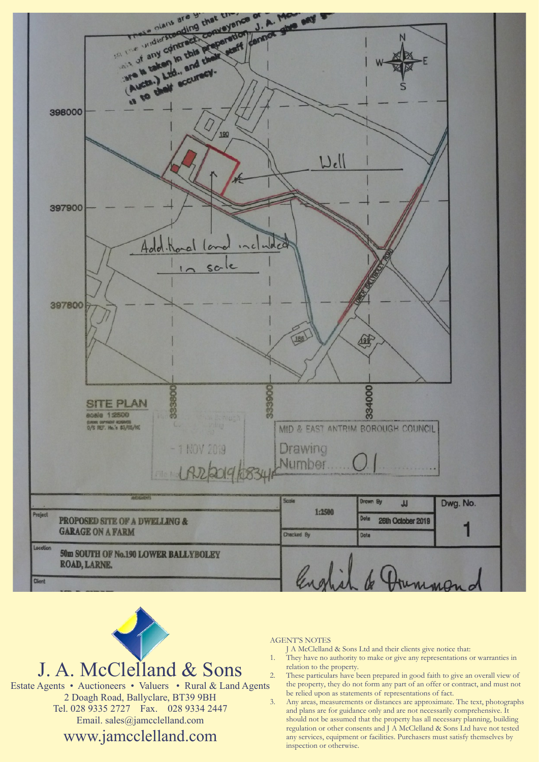These plans are given on the understanding that they do not form part of any contract, conveyance or ... J. A. McClelland ... care is taken in this preparation, J. A. McClelland (Aucts.) Ltd., and their staff cannot give any guarantee as to their accuracy.

N
W E
S

398000

190

Well

397900

Additional land included in sale

397800

186

LOWER BALLYBOLEY ROAD

333800

333900

334000

SITE PLAN
scale 1:2500
O/S REF. No.'s

- 1 NOV 2019

File No LA02/2019/0834/

MID & EAST ANTRIM BOROUGH COUNCIL
Drawing Number 01

| | | | |
|---|---|---|---|
| Project: PROPOSED SITE OF A DWELLING & GARAGE ON A FARM | Scale: 1:2500 | Drawn By: JJ / Date: 26th October 2019 | Dwg. No. 1 |
| | Checked By | Date | |
| Location: 50m SOUTH OF No.190 LOWER BALLYBOLEY ROAD, LARNE. | English & Drummond | | |
| Client | | | |

# J. A. McClelland & Sons

Estate Agents • Auctioneers • Valuers • Rural & Land Agents
2 Doagh Road, Ballyclare, BT39 9BH
Tel. 028 9335 2727 Fax. 028 9334 2447
Email. sales@jamcclelland.com
www.jamcclelland.com

AGENT'S NOTES

J A McClelland & Sons Ltd and their clients give notice that:

1. They have no authority to make or give any representations or warranties in relation to the property.
2. These particulars have been prepared in good faith to give an overall view of the property, they do not form any part of an offer or contract, and must not be relied upon as statements of representations of fact.
3. Any areas, measurements or distances are approximate. The text, photographs and plans are for guidance only and are not necessarily comprehensive. It should not be assumed that the property has all necessary planning, building regulation or other consents and J A McClelland & Sons Ltd have not tested any services, equipment or facilities. Purchasers must satisfy themselves by inspection or otherwise.